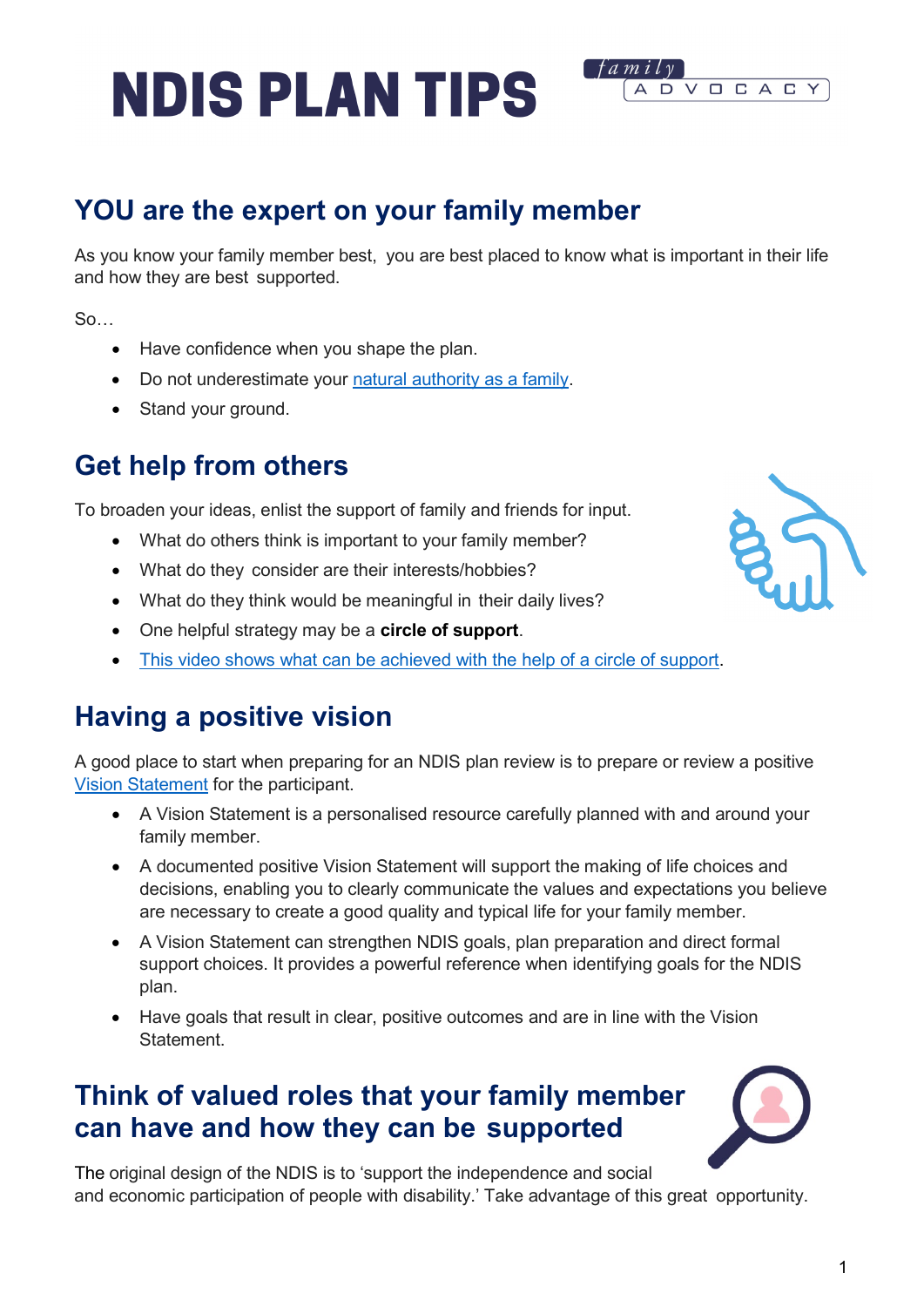# NDIS PLAN TIPS

family ADVOCACY

## YOU are the expert on your family member

As you know your family member best, you are best placed to know what is important in their life and how they are best supported.

So…

- Have confidence when you shape the plan.
- Do not underestimate your natural authority as a family.
- Stand your ground.

## Get help from others

To broaden your ideas, enlist the support of family and friends for input.

- What do others think is important to your family member?
- What do they consider are their interests/hobbies?
- What do they think would be meaningful in their daily lives?
- One helpful strategy may be a **circle of support**.
- This video shows what can be achieved with the help of a circle of support.

## Having a positive vision

A good place to start when preparing for an NDIS plan review is to prepare or review a positive Vision Statement for the participant.

- A Vision Statement is a personalised resource carefully planned with and around your family member.
- A documented positive Vision Statement will support the making of life choices and decisions, enabling you to clearly communicate the values and expectations you believe are necessary to create a good quality and typical life for your family member.
- A Vision Statement can strengthen NDIS goals, plan preparation and direct formal support choices. It provides a powerful reference when identifying goals for the NDIS plan.
- Have goals that result in clear, positive outcomes and are in line with the Vision Statement.

## Think of valued roles that your family member can have and how they can be supported

The original design of the NDIS is to 'support the independence and social and economic participation of people with disability.' Take advantage of this great opportunity.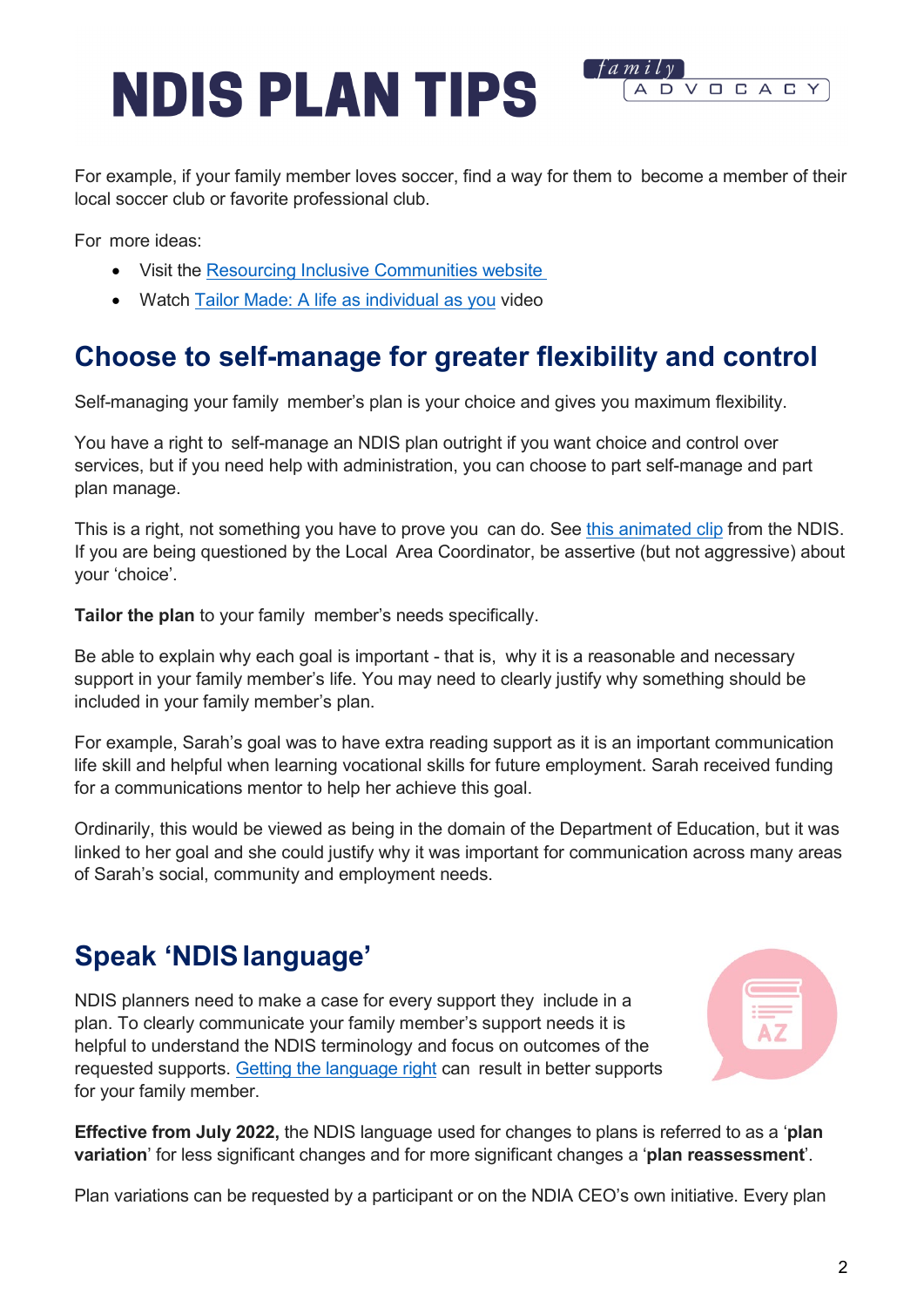For example, if your family member loves soccer, find a way for them to become a member of their local soccer club or favorite professional club.

For more ideas:

- Visit the Resourcing Inclusive Communities website
- Watch Tailor Made: A life as individual as you video

## Choose to self-manage for greater flexibility and control

Self-managing your family member's plan is your choice and gives you maximum flexibility.

You have a right to self-manage an NDIS plan outright if you want choice and control over services, but if you need help with administration, you can choose to part self-manage and part plan manage.

This is a right, not something you have to prove you can do. See this animated clip from the NDIS. If you are being questioned by the Local Area Coordinator, be assertive (but not aggressive) about your 'choice'.

**Tailor the plan** to your family member's needs specifically.

Be able to explain why each goal is important - that is, why it is a reasonable and necessary support in your family member's life. You may need to clearly justify why something should be included in your family member's plan.

For example, Sarah's goal was to have extra reading support as it is an important communication life skill and helpful when learning vocational skills for future employment. Sarah received funding for a communications mentor to help her achieve this goal.

Ordinarily, this would be viewed as being in the domain of the Department of Education, but it was linked to her goal and she could justify why it was important for communication across many areas of Sarah's social, community and employment needs.

## Speak 'NDIS language'

NDIS planners need to make a case for every support they include in a plan. To clearly communicate your family member's support needs it is helpful to understand the NDIS terminology and focus on outcomes of the requested supports. Getting the language right can result in better supports for your family member.

**Effective from July 2022,** the NDIS language used for changes to plans is referred to as a '**plan variation**' for less significant changes and for more significant changes a '**plan reassessment**'.

Plan variations can be requested by a participant or on the NDIA CEO's own initiative. Every plan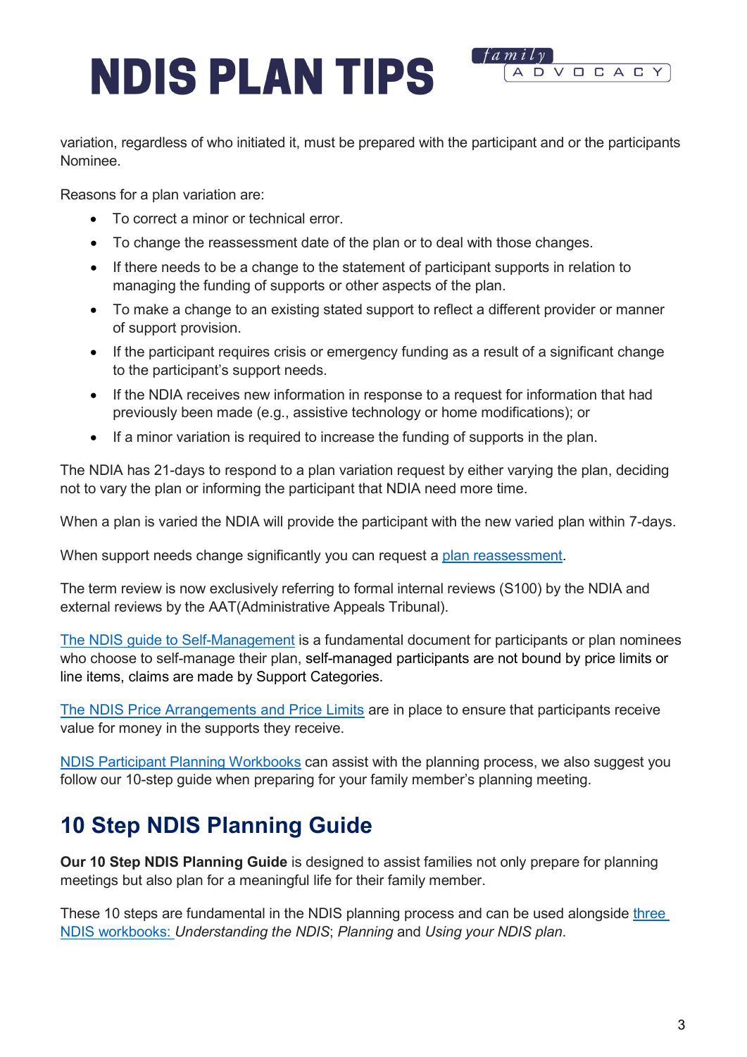variation, regardless of who initiated it, must be prepared with the participant and or the participants Nominee.

Reasons for a plan variation are:

- To correct a minor or technical error.
- To change the reassessment date of the plan or to deal with those changes.
- If there needs to be a change to the statement of participant supports in relation to managing the funding of supports or other aspects of the plan.
- To make a change to an existing stated support to reflect a different provider or manner of support provision.
- If the participant requires crisis or emergency funding as a result of a significant change to the participant's support needs.
- If the NDIA receives new information in response to a request for information that had previously been made (e.g., assistive technology or home modifications); or
- If a minor variation is required to increase the funding of supports in the plan.

The NDIA has 21-days to respond to a plan variation request by either varying the plan, deciding not to vary the plan or informing the participant that NDIA need more time.

When a plan is varied the NDIA will provide the participant with the new varied plan within 7-days.

When support needs change significantly you can request a plan reassessment.

The term review is now exclusively referring to formal internal reviews (S100) by the NDIA and external reviews by the AAT(Administrative Appeals Tribunal).

The NDIS guide to Self-Management is a fundamental document for participants or plan nominees who choose to self-manage their plan, self-managed participants are not bound by price limits or line items, claims are made by Support Categories.

The NDIS Price Arrangements and Price Limits are in place to ensure that participants receive value for money in the supports they receive.

NDIS Participant Planning Workbooks can assist with the planning process, we also suggest you follow our 10-step guide when preparing for your family member's planning meeting.

## 10 Step NDIS Planning Guide

**Our 10 Step NDIS Planning Guide** is designed to assist families not only prepare for planning meetings but also plan for a meaningful life for their family member.

These 10 steps are fundamental in the NDIS planning process and can be used alongside three NDIS workbooks: *Understanding the NDIS*; *Planning* and *Using your NDIS plan*.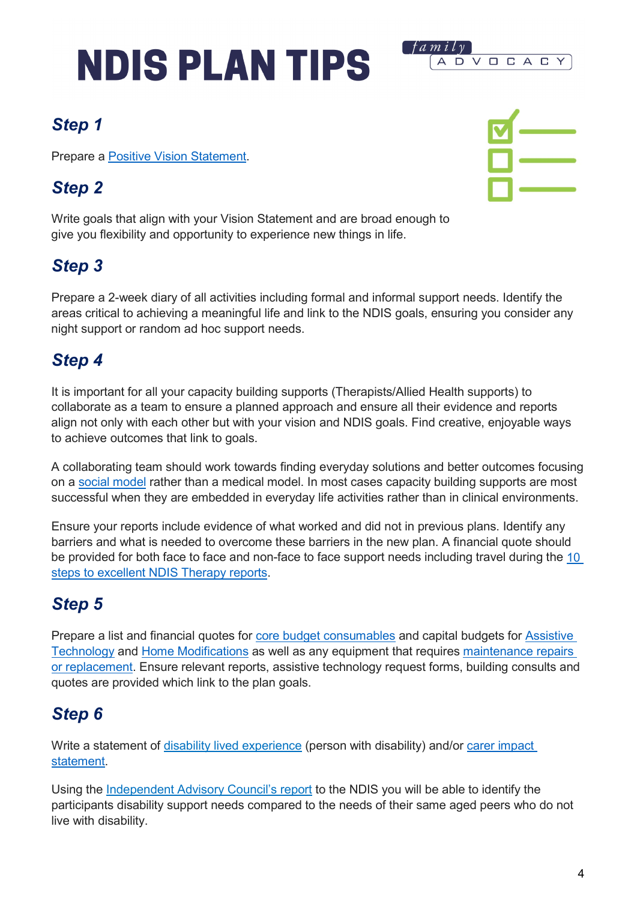# NDIS PLAN TIPS

## Step 1

Prepare a Positive Vision Statement.

## Step 2

Write goals that align with your Vision Statement and are broad enough to give you flexibility and opportunity to experience new things in life.

## Step 3

Prepare a 2-week diary of all activities including formal and informal support needs. Identify the areas critical to achieving a meaningful life and link to the NDIS goals, ensuring you consider any night support or random ad hoc support needs.

## Step 4

It is important for all your capacity building supports (Therapists/Allied Health supports) to collaborate as a team to ensure a planned approach and ensure all their evidence and reports align not only with each other but with your vision and NDIS goals. Find creative, enjoyable ways to achieve outcomes that link to goals.

A collaborating team should work towards finding everyday solutions and better outcomes focusing on a social model rather than a medical model. In most cases capacity building supports are most successful when they are embedded in everyday life activities rather than in clinical environments.

Ensure your reports include evidence of what worked and did not in previous plans. Identify any barriers and what is needed to overcome these barriers in the new plan. A financial quote should be provided for both face to face and non-face to face support needs including travel during the 10 steps to excellent NDIS Therapy reports.

## Step 5

Prepare a list and financial quotes for core budget consumables and capital budgets for Assistive Technology and Home Modifications as well as any equipment that requires maintenance repairs or replacement. Ensure relevant reports, assistive technology request forms, building consults and quotes are provided which link to the plan goals.

## Step 6

Write a statement of disability lived experience (person with disability) and/or carer impact statement.

Using the Independent Advisory Council's report to the NDIS you will be able to identify the participants disability support needs compared to the needs of their same aged peers who do not live with disability.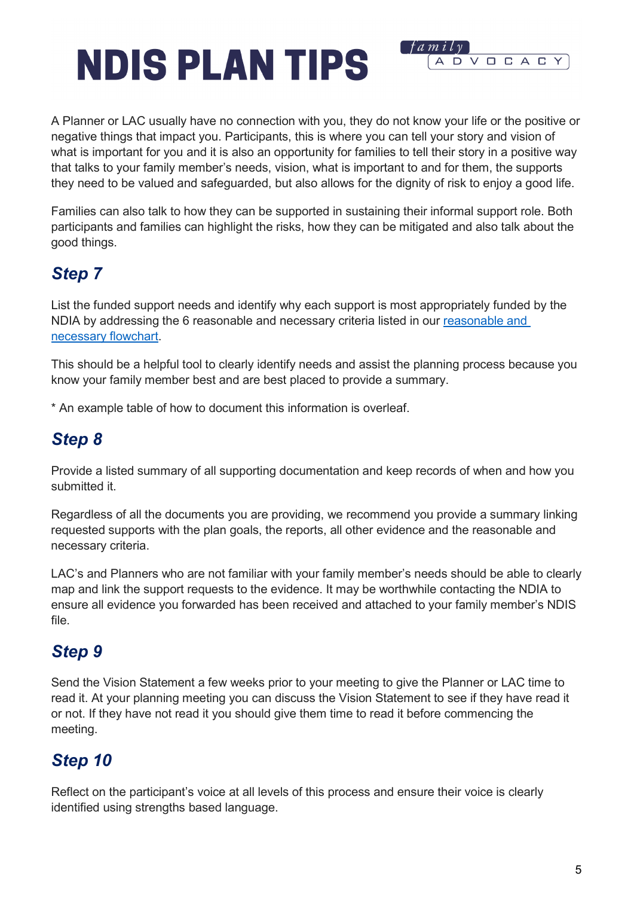# NDIS PLAN TIPS

A Planner or LAC usually have no connection with you, they do not know your life or the positive or negative things that impact you. Participants, this is where you can tell your story and vision of what is important for you and it is also an opportunity for families to tell their story in a positive way that talks to your family member's needs, vision, what is important to and for them, the supports they need to be valued and safeguarded, but also allows for the dignity of risk to enjoy a good life.

Families can also talk to how they can be supported in sustaining their informal support role. Both participants and families can highlight the risks, how they can be mitigated and also talk about the good things.

## *Step 7*

List the funded support needs and identify why each support is most appropriately funded by the NDIA by addressing the 6 reasonable and necessary criteria listed in our reasonable and necessary flowchart.

This should be a helpful tool to clearly identify needs and assist the planning process because you know your family member best and are best placed to provide a summary.

* An example table of how to document this information is overleaf.

## *Step 8*

Provide a listed summary of all supporting documentation and keep records of when and how you submitted it.

Regardless of all the documents you are providing, we recommend you provide a summary linking requested supports with the plan goals, the reports, all other evidence and the reasonable and necessary criteria.

LAC's and Planners who are not familiar with your family member's needs should be able to clearly map and link the support requests to the evidence. It may be worthwhile contacting the NDIA to ensure all evidence you forwarded has been received and attached to your family member's NDIS file.

## *Step 9*

Send the Vision Statement a few weeks prior to your meeting to give the Planner or LAC time to read it. At your planning meeting you can discuss the Vision Statement to see if they have read it or not. If they have not read it you should give them time to read it before commencing the meeting.

## *Step 10*

Reflect on the participant's voice at all levels of this process and ensure their voice is clearly identified using strengths based language.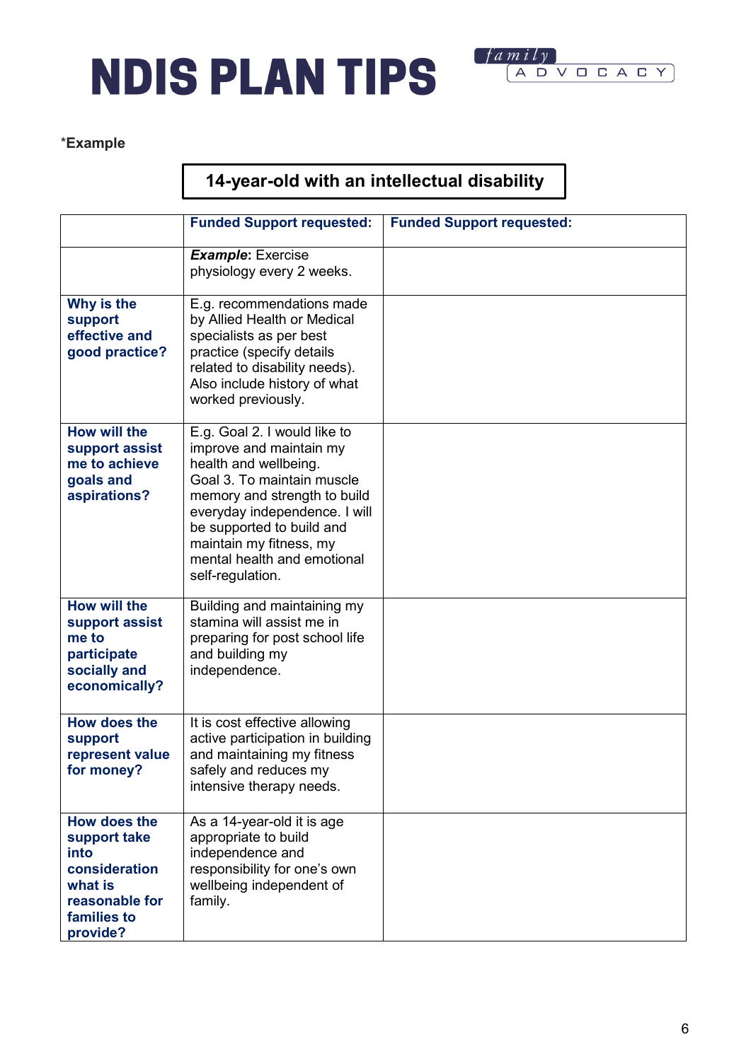# NDIS PLAN TIPS

*Example

**14-year-old with an intellectual disability**

| | **Funded Support requested:** | **Funded Support requested:** |
|---|---|---|
| | ***Example*: Exercise physiology every 2 weeks.** | |
| **Why is the support effective and good practice?** | E.g. recommendations made by Allied Health or Medical specialists as per best practice (specify details related to disability needs). Also include history of what worked previously. | |
| **How will the support assist me to achieve goals and aspirations?** | E.g. Goal 2. I would like to improve and maintain my health and wellbeing. Goal 3. To maintain muscle memory and strength to build everyday independence. I will be supported to build and maintain my fitness, my mental health and emotional self-regulation. | |
| **How will the support assist me to participate socially and economically?** | Building and maintaining my stamina will assist me in preparing for post school life and building my independence. | |
| **How does the support represent value for money?** | It is cost effective allowing active participation in building and maintaining my fitness safely and reduces my intensive therapy needs. | |
| **How does the support take into consideration what is reasonable for families to provide?** | As a 14-year-old it is age appropriate to build independence and responsibility for one's own wellbeing independent of family. | |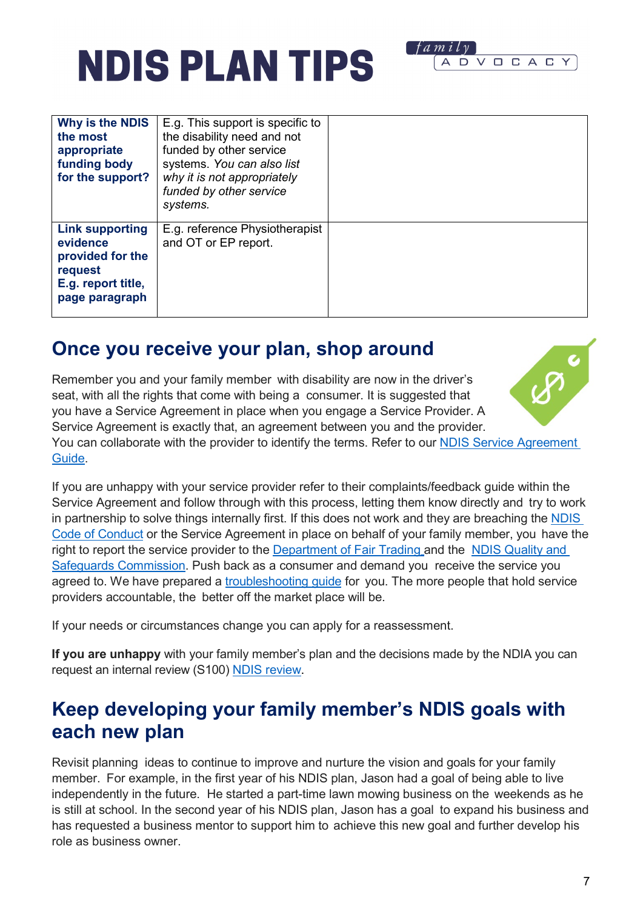# NDIS PLAN TIPS

| | | |
|---|---|---|
| **Why is the NDIS the most appropriate funding body for the support?** | E.g. This support is specific to the disability need and not funded by other service systems. *You can also list why it is not appropriately funded by other service systems.* | |
| **Link supporting evidence provided for the request E.g. report title, page paragraph** | E.g. reference Physiotherapist and OT or EP report. | |

## Once you receive your plan, shop around

Remember you and your family member with disability are now in the driver's seat, with all the rights that come with being a consumer. It is suggested that you have a Service Agreement in place when you engage a Service Provider. A Service Agreement is exactly that, an agreement between you and the provider. You can collaborate with the provider to identify the terms. Refer to our [NDIS Service Agreement Guide]().

If you are unhappy with your service provider refer to their complaints/feedback guide within the Service Agreement and follow through with this process, letting them know directly and try to work in partnership to solve things internally first. If this does not work and they are breaching the [NDIS Code of Conduct]() or the Service Agreement in place on behalf of your family member, you have the right to report the service provider to the [Department of Fair Trading]() and the [NDIS Quality and Safeguards Commission](). Push back as a consumer and demand you receive the service you agreed to. We have prepared a [troubleshooting guide]() for you. The more people that hold service providers accountable, the better off the market place will be.

If your needs or circumstances change you can apply for a reassessment.

**If you are unhappy** with your family member's plan and the decisions made by the NDIA you can request an internal review (S100) [NDIS review]().

## Keep developing your family member's NDIS goals with each new plan

Revisit planning ideas to continue to improve and nurture the vision and goals for your family member. For example, in the first year of his NDIS plan, Jason had a goal of being able to live independently in the future. He started a part-time lawn mowing business on the weekends as he is still at school. In the second year of his NDIS plan, Jason has a goal to expand his business and has requested a business mentor to support him to achieve this new goal and further develop his role as business owner.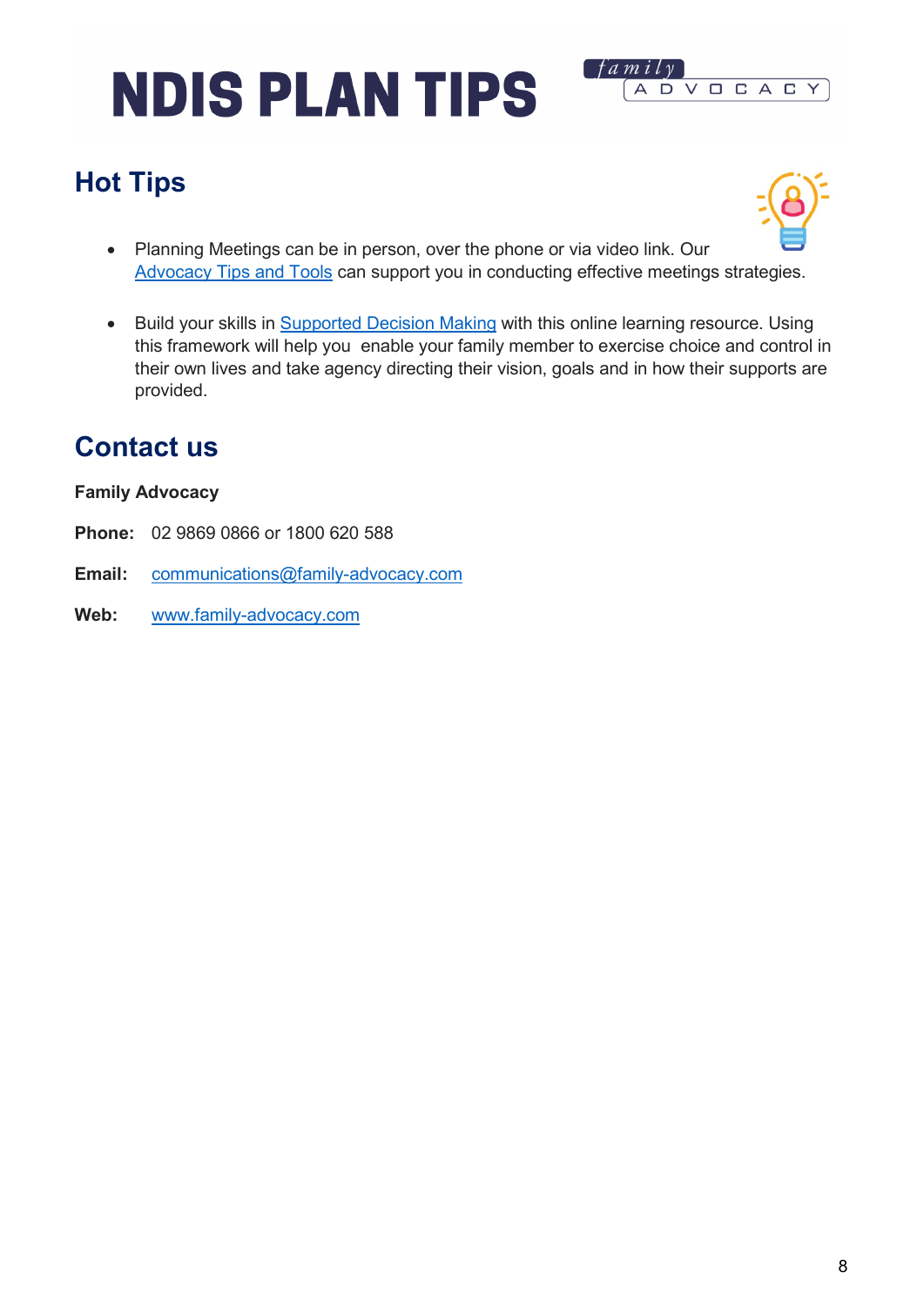# NDIS PLAN TIPS

## Hot Tips

- Planning Meetings can be in person, over the phone or via video link. Our Advocacy Tips and Tools can support you in conducting effective meetings strategies.
- Build your skills in Supported Decision Making with this online learning resource. Using this framework will help you  enable your family member to exercise choice and control in their own lives and take agency directing their vision, goals and in how their supports are provided.

## Contact us

**Family Advocacy**

**Phone:** 02 9869 0866 or 1800 620 588

**Email:** communications@family-advocacy.com

**Web:** www.family-advocacy.com